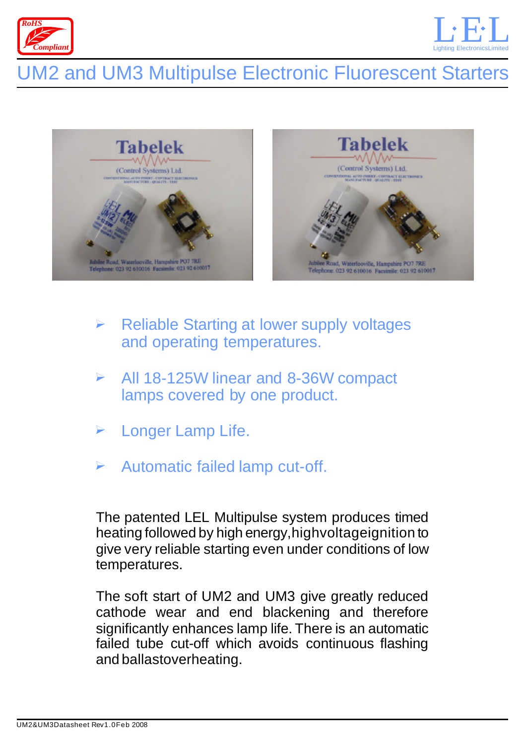# UM2 and UM3 Multipulse Electronic Fluorescent Starters

- Reliable Starting at lower supply voltages and operating temperatures.
- All 18-125W linear and 8-36W compact lamps covered by one product.
- Longer Lamp Life.
- Automatic failed lamp cut-off.

The patented LEL Multipulse system produces timed heating followed by high energy, high voltage ignition to give very reliable starting even under conditions of low temperatures.

The soft start of UM2 and UM3 give greatly reduced cathode wear and end blackening and therefore significantly enhances lamp life. There is an automatic failed tube cut-off which avoids continuous flashing and ballast overheating.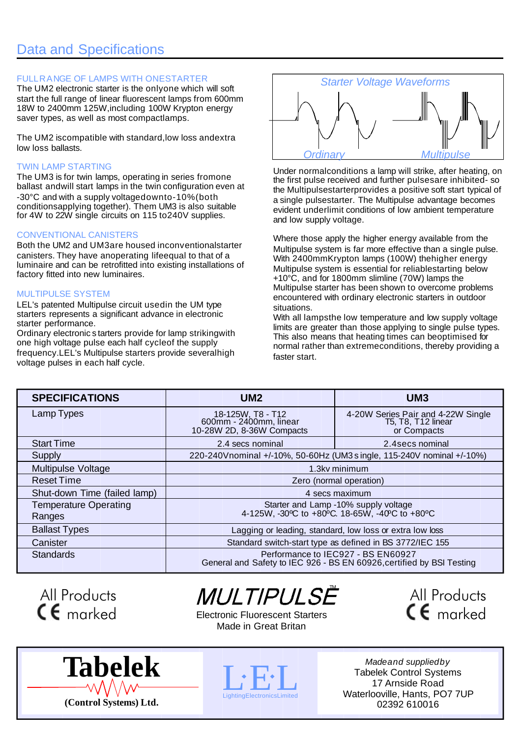# Data and Specifications

## FULL RANGE OF LAMPS WITH ONE STARTER

The UM2 electronic starter is the only one which will soft start the full range of linear fluorescent lamps from 600mm 18W to 2400mm 125W, including 100W Krypton energy saver types, as well as most compact lamps.

The UM2 is compatible with standard, low loss and extra low loss ballasts.

## TWIN LAMP STARTING

The UM3 is for twin lamps, operating in series from one ballast and will start lamps in the twin configuration even at -30°C and with a supply voltage down to -10% (both conditions applying together). The UM3 is also suitable for 4W to 22W single circuits on 115 to 240V supplies.

## CONVENTIONAL CANISTERS

Both the UM2 and UM3 are housed in conventional starter canisters. They have an operating life equal to that of a luminaire and can be retrofitted into existing installations of factory fitted into new luminaires.

## MULTIPULSE SYSTEM

LEL's patented Multipulse circuit used in the UM type starters represents a significant advance in electronic starter performance.
Ordinary electronic starters provide for lamp striking with one high voltage pulse each half cycle of the supply frequency. LEL's Multipulse starters provide several high voltage pulses in each half cycle.

Starter Voltage Waveforms

Ordinary

Multipulse

Under normal conditions a lamp will strike, after heating, on the first pulse received and further pulses are inhibited- so the Multipulse starter provides a positive soft start typical of a single pulse starter. The Multipulse advantage becomes evident under limit conditions of low ambient temperature and low supply voltage.

Where those apply the higher energy available from the Multipulse system is far more effective than a single pulse. With 2400mm Krypton lamps (100W) the higher energy Multipulse system is essential for reliable starting below +10°C, and for 1800mm slimline (70W) lamps the Multipulse starter has been shown to overcome problems encountered with ordinary electronic starters in outdoor situations.
With all lamps the low temperature and low supply voltage limits are greater than those applying to single pulse types. This also means that heating times can be optimised for normal rather than extreme conditions, thereby providing a faster start.

| SPECIFICATIONS | UM2 | UM3 |
|---|---|---|
| Lamp Types | 18-125W, T8 - T12<br>600mm - 2400mm, linear<br>10-28W 2D, 8-36W Compacts | 4-20W Series Pair and 4-22W Single<br>T5, T8, T12 linear<br>or Compacts |
| Start Time | 2.4 secs nominal | 2.4 secs nominal |
| Supply | 220-240V nominal +/-10%, 50-60Hz (UM3 single, 115-240V nominal +/-10%) | |
| Multipulse Voltage | 1.3kv minimum | |
| Reset Time | Zero (normal operation) | |
| Shut-down Time (failed lamp) | 4 secs maximum | |
| Temperature Operating Ranges | Starter and Lamp -10% supply voltage<br>4-125W, -30ºC to +80ºC. 18-65W, -40ºC to +80ºC | |
| Ballast Types | Lagging or leading, standard, low loss or extra low loss | |
| Canister | Standard switch-start type as defined in BS 3772/IEC 155 | |
| Standards | Performance to IEC927 - BS EN60927<br>General and Safety to IEC 926 - BS EN 60926, certified by BSI Testing | |

All Products CE marked

**MULTIPULSE™**
Electronic Fluorescent Starters
Made in Great Britan

All Products CE marked

**Tabelek**
(Control Systems) Ltd.

L·E·L
Lighting Electronics Limited

*Made and supplied by*
Tabelek Control Systems
17 Arnside Road
Waterlooville, Hants, PO7 7UP
02392 610016